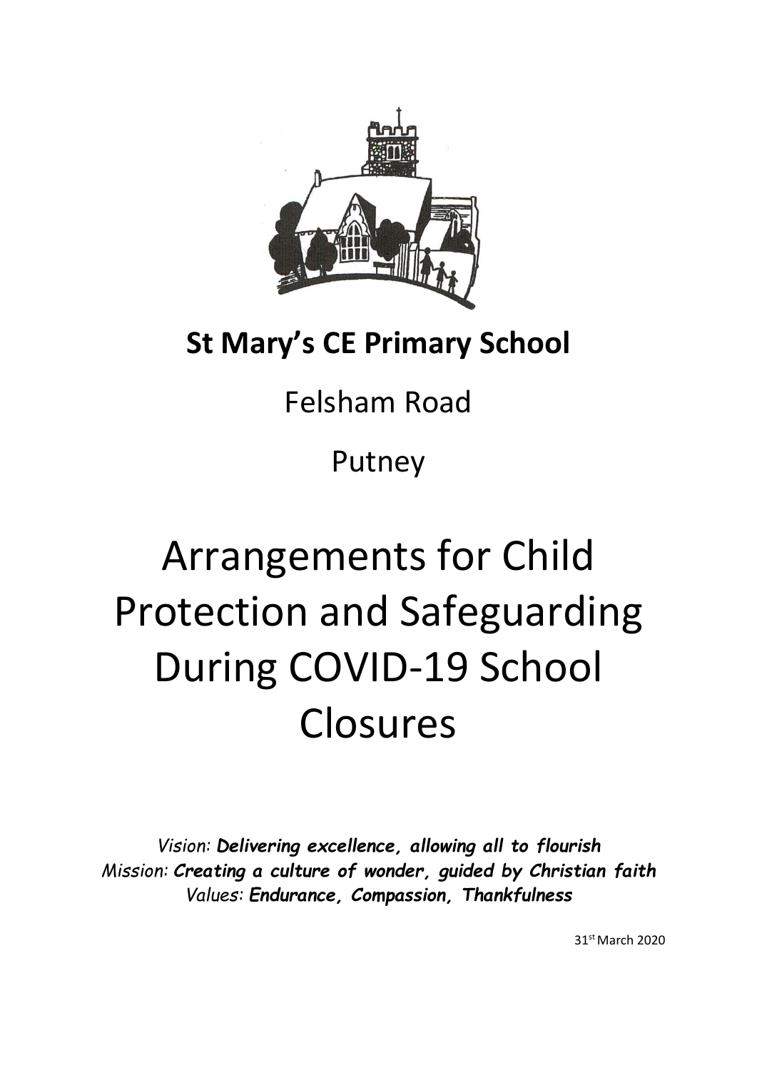**St Mary's CE Primary School**

Felsham Road

Putney

# Arrangements for Child Protection and Safeguarding During COVID-19 School Closures

*Vision:* ***Delivering excellence, allowing all to flourish***
*Mission:* ***Creating a culture of wonder, guided by Christian faith***
*Values:* ***Endurance, Compassion, Thankfulness***

31st March 2020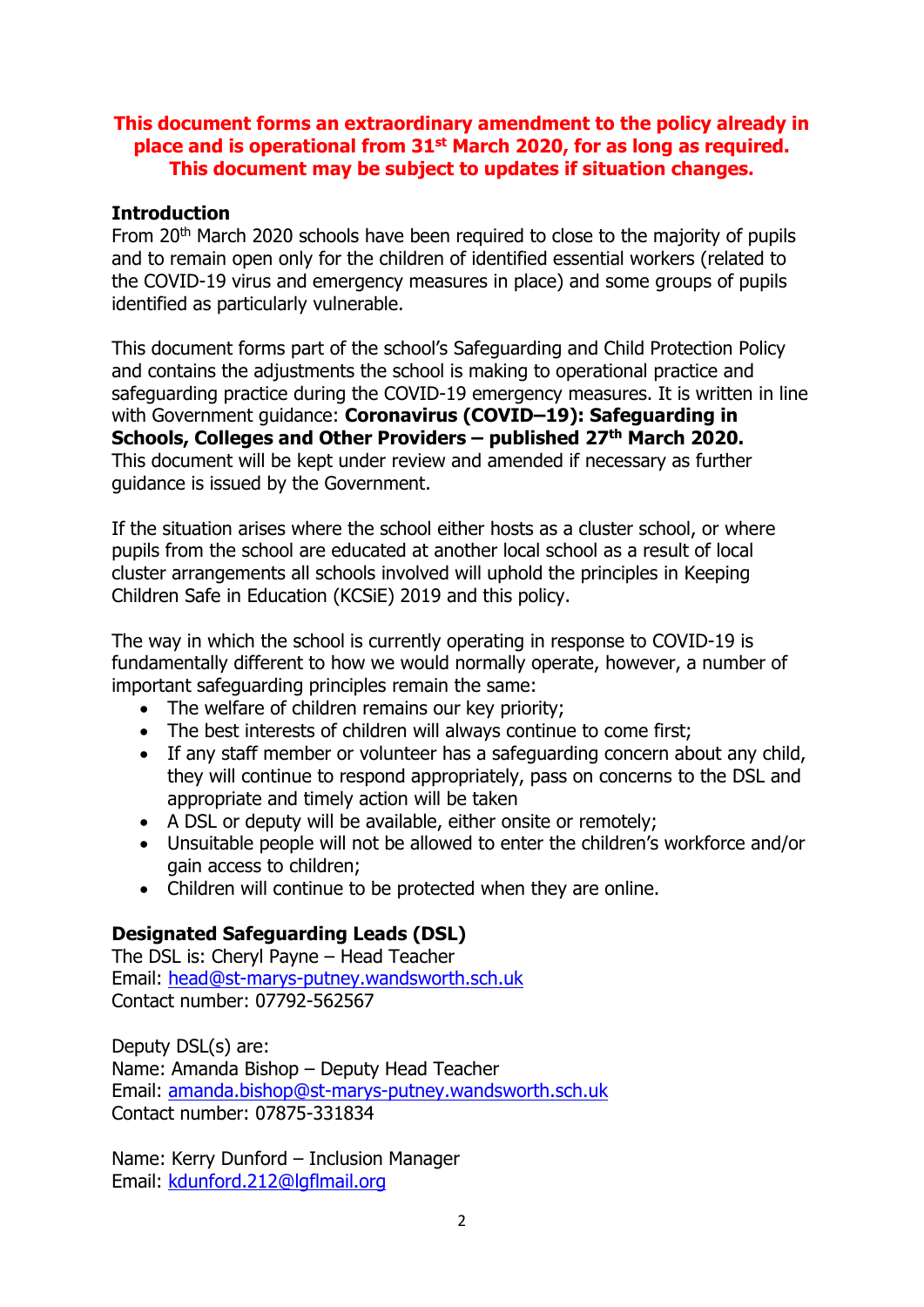**This document forms an extraordinary amendment to the policy already in place and is operational from 31st March 2020, for as long as required. This document may be subject to updates if situation changes.**

## Introduction

From 20th March 2020 schools have been required to close to the majority of pupils and to remain open only for the children of identified essential workers (related to the COVID-19 virus and emergency measures in place) and some groups of pupils identified as particularly vulnerable.

This document forms part of the school's Safeguarding and Child Protection Policy and contains the adjustments the school is making to operational practice and safeguarding practice during the COVID-19 emergency measures. It is written in line with Government guidance: **Coronavirus (COVID–19): Safeguarding in Schools, Colleges and Other Providers – published 27th March 2020.** This document will be kept under review and amended if necessary as further guidance is issued by the Government.

If the situation arises where the school either hosts as a cluster school, or where pupils from the school are educated at another local school as a result of local cluster arrangements all schools involved will uphold the principles in Keeping Children Safe in Education (KCSiE) 2019 and this policy.

The way in which the school is currently operating in response to COVID-19 is fundamentally different to how we would normally operate, however, a number of important safeguarding principles remain the same:

- The welfare of children remains our key priority;
- The best interests of children will always continue to come first;
- If any staff member or volunteer has a safeguarding concern about any child, they will continue to respond appropriately, pass on concerns to the DSL and appropriate and timely action will be taken
- A DSL or deputy will be available, either onsite or remotely;
- Unsuitable people will not be allowed to enter the children's workforce and/or gain access to children;
- Children will continue to be protected when they are online.

## Designated Safeguarding Leads (DSL)

The DSL is: Cheryl Payne – Head Teacher
Email: head@st-marys-putney.wandsworth.sch.uk
Contact number: 07792-562567

Deputy DSL(s) are:
Name: Amanda Bishop – Deputy Head Teacher
Email: amanda.bishop@st-marys-putney.wandsworth.sch.uk
Contact number: 07875-331834

Name: Kerry Dunford – Inclusion Manager
Email: kdunford.212@lgflmail.org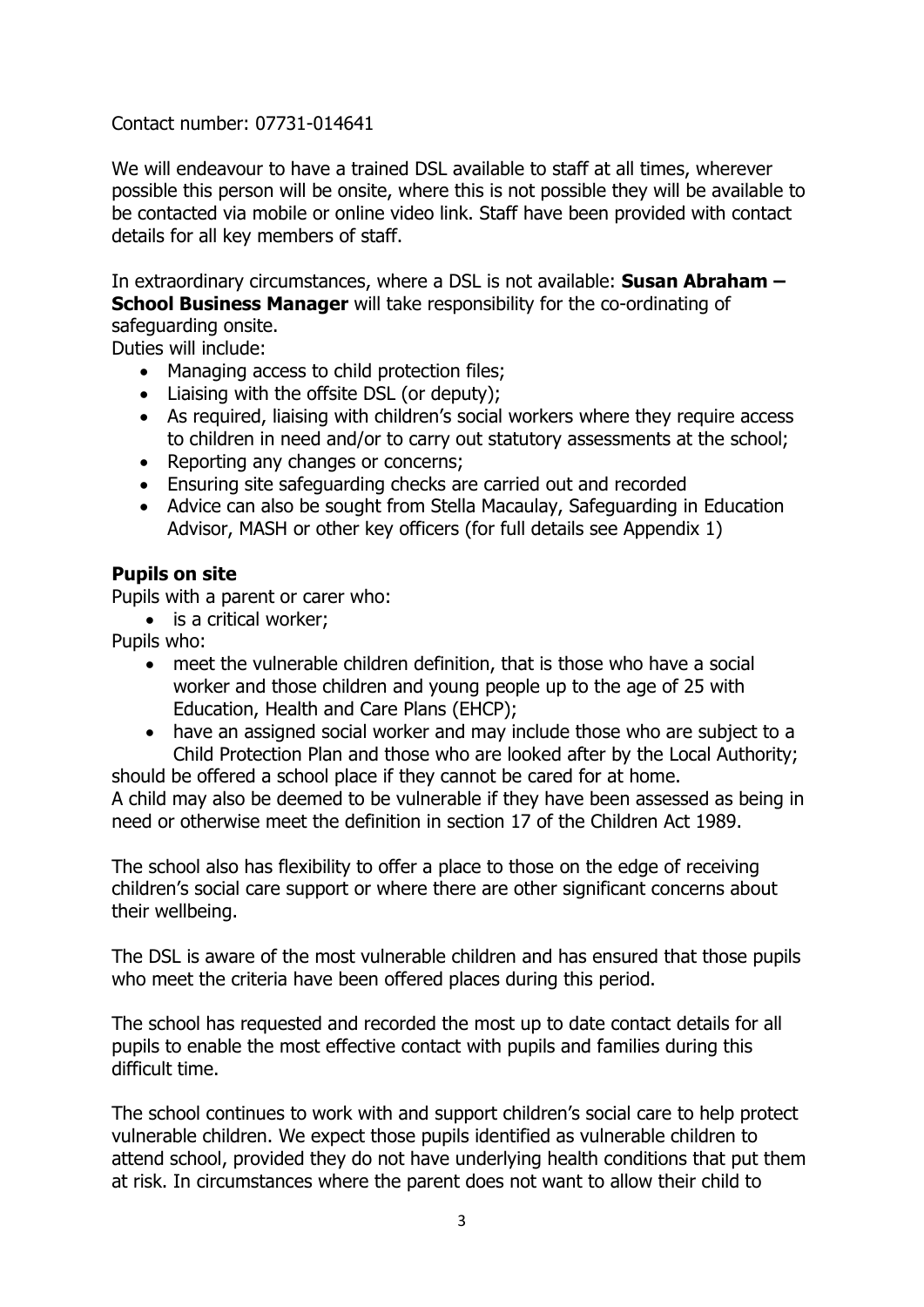Contact number: 07731-014641

We will endeavour to have a trained DSL available to staff at all times, wherever possible this person will be onsite, where this is not possible they will be available to be contacted via mobile or online video link. Staff have been provided with contact details for all key members of staff.

In extraordinary circumstances, where a DSL is not available: **Susan Abraham – School Business Manager** will take responsibility for the co-ordinating of safeguarding onsite.

Duties will include:

- Managing access to child protection files;
- Liaising with the offsite DSL (or deputy);
- As required, liaising with children's social workers where they require access to children in need and/or to carry out statutory assessments at the school;
- Reporting any changes or concerns;
- Ensuring site safeguarding checks are carried out and recorded
- Advice can also be sought from Stella Macaulay, Safeguarding in Education Advisor, MASH or other key officers (for full details see Appendix 1)

**Pupils on site**

Pupils with a parent or carer who:

- is a critical worker;

Pupils who:

- meet the vulnerable children definition, that is those who have a social worker and those children and young people up to the age of 25 with Education, Health and Care Plans (EHCP);
- have an assigned social worker and may include those who are subject to a Child Protection Plan and those who are looked after by the Local Authority;

should be offered a school place if they cannot be cared for at home.

A child may also be deemed to be vulnerable if they have been assessed as being in need or otherwise meet the definition in section 17 of the Children Act 1989.

The school also has flexibility to offer a place to those on the edge of receiving children's social care support or where there are other significant concerns about their wellbeing.

The DSL is aware of the most vulnerable children and has ensured that those pupils who meet the criteria have been offered places during this period.

The school has requested and recorded the most up to date contact details for all pupils to enable the most effective contact with pupils and families during this difficult time.

The school continues to work with and support children's social care to help protect vulnerable children. We expect those pupils identified as vulnerable children to attend school, provided they do not have underlying health conditions that put them at risk. In circumstances where the parent does not want to allow their child to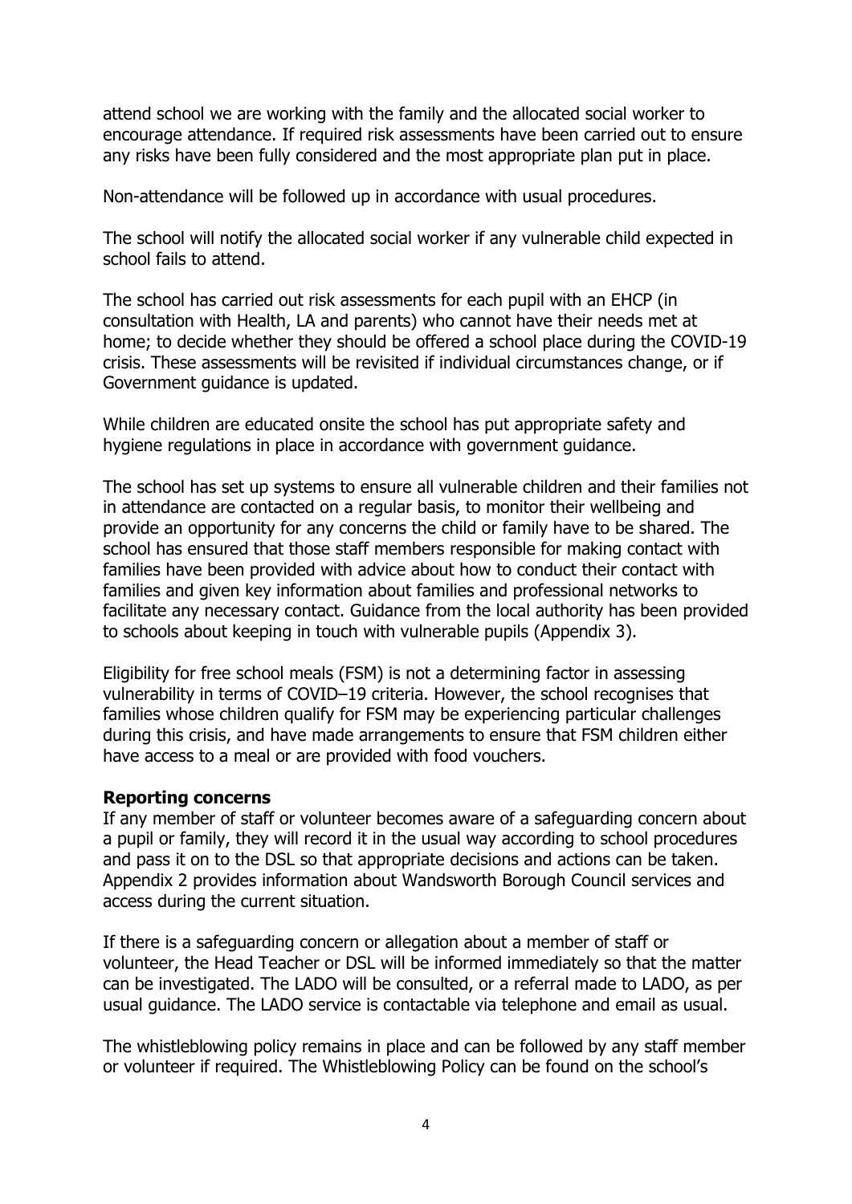attend school we are working with the family and the allocated social worker to encourage attendance. If required risk assessments have been carried out to ensure any risks have been fully considered and the most appropriate plan put in place.

Non-attendance will be followed up in accordance with usual procedures.

The school will notify the allocated social worker if any vulnerable child expected in school fails to attend.

The school has carried out risk assessments for each pupil with an EHCP (in consultation with Health, LA and parents) who cannot have their needs met at home; to decide whether they should be offered a school place during the COVID-19 crisis. These assessments will be revisited if individual circumstances change, or if Government guidance is updated.

While children are educated onsite the school has put appropriate safety and hygiene regulations in place in accordance with government guidance.

The school has set up systems to ensure all vulnerable children and their families not in attendance are contacted on a regular basis, to monitor their wellbeing and provide an opportunity for any concerns the child or family have to be shared. The school has ensured that those staff members responsible for making contact with families have been provided with advice about how to conduct their contact with families and given key information about families and professional networks to facilitate any necessary contact. Guidance from the local authority has been provided to schools about keeping in touch with vulnerable pupils (Appendix 3).

Eligibility for free school meals (FSM) is not a determining factor in assessing vulnerability in terms of COVID–19 criteria. However, the school recognises that families whose children qualify for FSM may be experiencing particular challenges during this crisis, and have made arrangements to ensure that FSM children either have access to a meal or are provided with food vouchers.

**Reporting concerns**

If any member of staff or volunteer becomes aware of a safeguarding concern about a pupil or family, they will record it in the usual way according to school procedures and pass it on to the DSL so that appropriate decisions and actions can be taken. Appendix 2 provides information about Wandsworth Borough Council services and access during the current situation.

If there is a safeguarding concern or allegation about a member of staff or volunteer, the Head Teacher or DSL will be informed immediately so that the matter can be investigated. The LADO will be consulted, or a referral made to LADO, as per usual guidance. The LADO service is contactable via telephone and email as usual.

The whistleblowing policy remains in place and can be followed by any staff member or volunteer if required. The Whistleblowing Policy can be found on the school's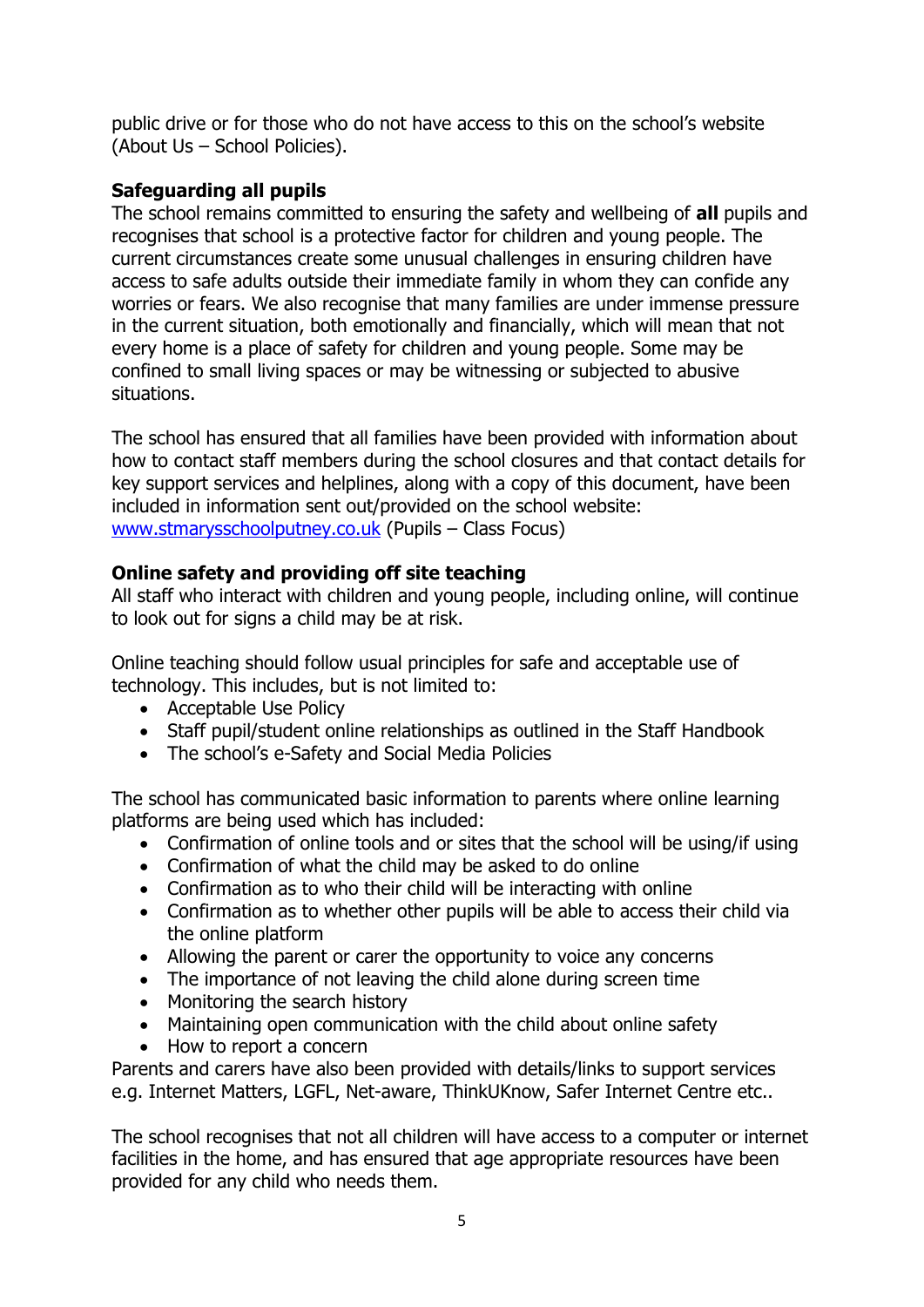public drive or for those who do not have access to this on the school's website (About Us – School Policies).

**Safeguarding all pupils**
The school remains committed to ensuring the safety and wellbeing of **all** pupils and recognises that school is a protective factor for children and young people. The current circumstances create some unusual challenges in ensuring children have access to safe adults outside their immediate family in whom they can confide any worries or fears. We also recognise that many families are under immense pressure in the current situation, both emotionally and financially, which will mean that not every home is a place of safety for children and young people. Some may be confined to small living spaces or may be witnessing or subjected to abusive situations.

The school has ensured that all families have been provided with information about how to contact staff members during the school closures and that contact details for key support services and helplines, along with a copy of this document, have been included in information sent out/provided on the school website: [www.stmarysschoolputney.co.uk](http://www.stmarysschoolputney.co.uk) (Pupils – Class Focus)

**Online safety and providing off site teaching**
All staff who interact with children and young people, including online, will continue to look out for signs a child may be at risk.

Online teaching should follow usual principles for safe and acceptable use of technology. This includes, but is not limited to:

- Acceptable Use Policy
- Staff pupil/student online relationships as outlined in the Staff Handbook
- The school's e-Safety and Social Media Policies

The school has communicated basic information to parents where online learning platforms are being used which has included:

- Confirmation of online tools and or sites that the school will be using/if using
- Confirmation of what the child may be asked to do online
- Confirmation as to who their child will be interacting with online
- Confirmation as to whether other pupils will be able to access their child via the online platform
- Allowing the parent or carer the opportunity to voice any concerns
- The importance of not leaving the child alone during screen time
- Monitoring the search history
- Maintaining open communication with the child about online safety
- How to report a concern

Parents and carers have also been provided with details/links to support services e.g. Internet Matters, LGFL, Net-aware, ThinkUKnow, Safer Internet Centre etc..

The school recognises that not all children will have access to a computer or internet facilities in the home, and has ensured that age appropriate resources have been provided for any child who needs them.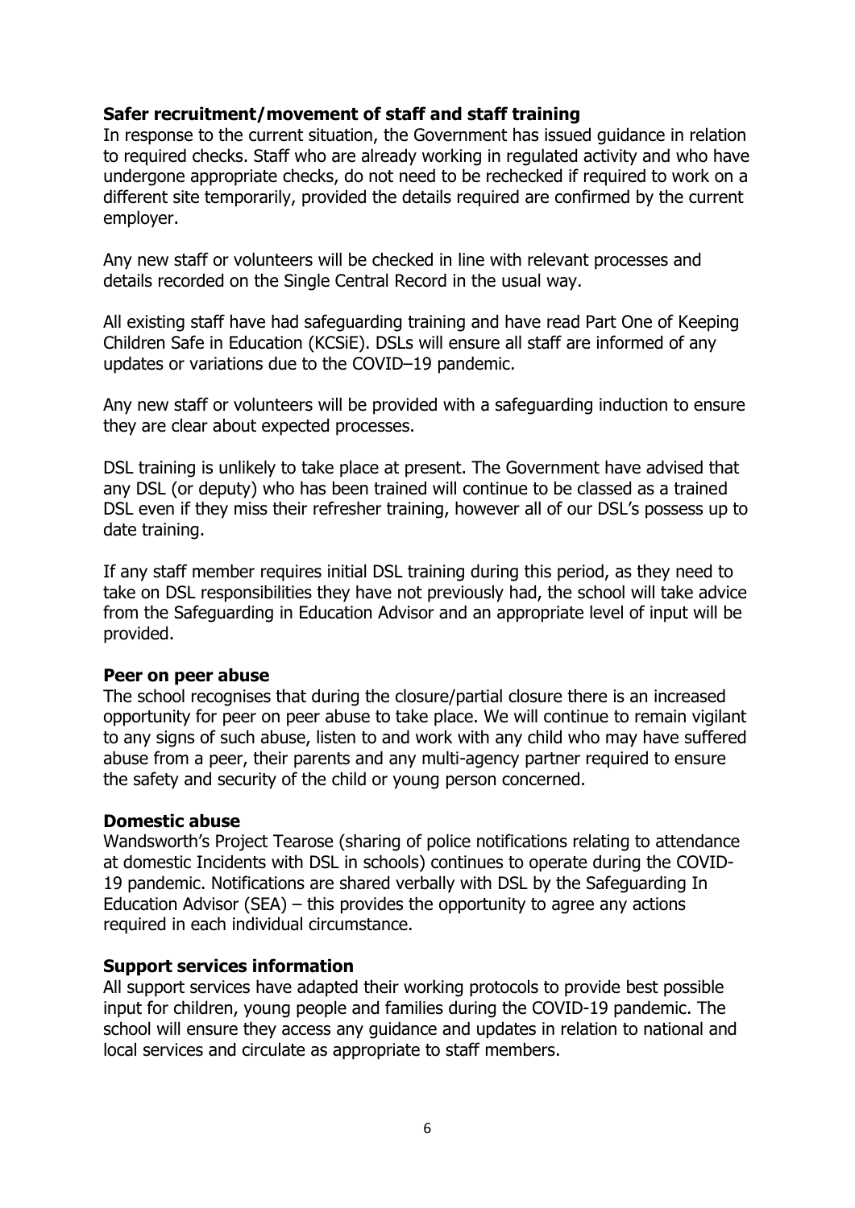**Safer recruitment/movement of staff and staff training**

In response to the current situation, the Government has issued guidance in relation to required checks. Staff who are already working in regulated activity and who have undergone appropriate checks, do not need to be rechecked if required to work on a different site temporarily, provided the details required are confirmed by the current employer.

Any new staff or volunteers will be checked in line with relevant processes and details recorded on the Single Central Record in the usual way.

All existing staff have had safeguarding training and have read Part One of Keeping Children Safe in Education (KCSiE). DSLs will ensure all staff are informed of any updates or variations due to the COVID–19 pandemic.

Any new staff or volunteers will be provided with a safeguarding induction to ensure they are clear about expected processes.

DSL training is unlikely to take place at present. The Government have advised that any DSL (or deputy) who has been trained will continue to be classed as a trained DSL even if they miss their refresher training, however all of our DSL's possess up to date training.

If any staff member requires initial DSL training during this period, as they need to take on DSL responsibilities they have not previously had, the school will take advice from the Safeguarding in Education Advisor and an appropriate level of input will be provided.

**Peer on peer abuse**

The school recognises that during the closure/partial closure there is an increased opportunity for peer on peer abuse to take place. We will continue to remain vigilant to any signs of such abuse, listen to and work with any child who may have suffered abuse from a peer, their parents and any multi-agency partner required to ensure the safety and security of the child or young person concerned.

**Domestic abuse**

Wandsworth's Project Tearose (sharing of police notifications relating to attendance at domestic Incidents with DSL in schools) continues to operate during the COVID-19 pandemic. Notifications are shared verbally with DSL by the Safeguarding In Education Advisor (SEA) – this provides the opportunity to agree any actions required in each individual circumstance.

**Support services information**

All support services have adapted their working protocols to provide best possible input for children, young people and families during the COVID-19 pandemic. The school will ensure they access any guidance and updates in relation to national and local services and circulate as appropriate to staff members.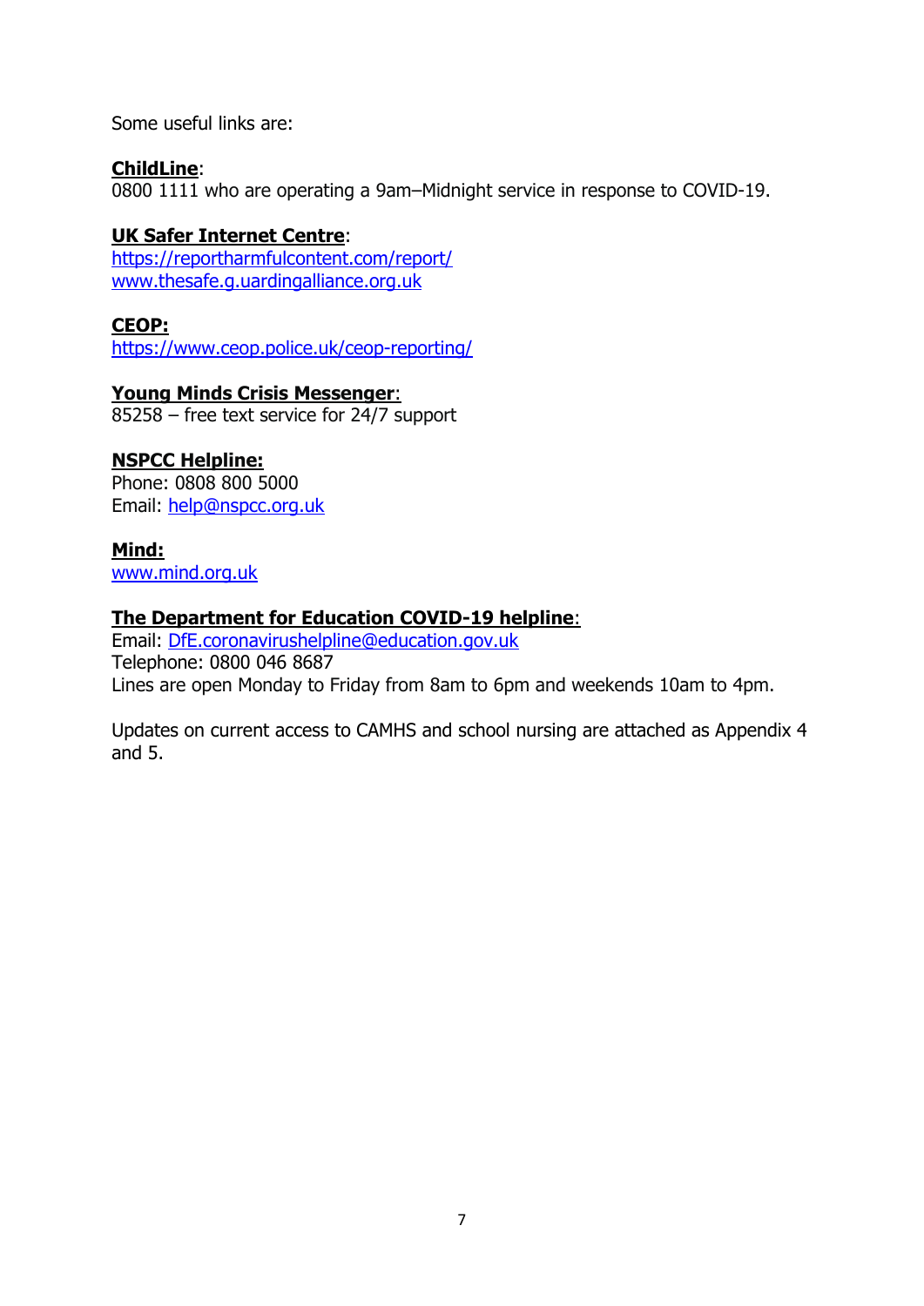Some useful links are:

**ChildLine**:
0800 1111 who are operating a 9am–Midnight service in response to COVID-19.

**UK Safer Internet Centre**:
https://reportharmfulcontent.com/report/
www.thesafe.g.uardingalliance.org.uk

**CEOP:**
https://www.ceop.police.uk/ceop-reporting/

**Young Minds Crisis Messenger**:
85258 – free text service for 24/7 support

**NSPCC Helpline:**
Phone: 0808 800 5000
Email: help@nspcc.org.uk

**Mind:**
www.mind.org.uk

**The Department for Education COVID-19 helpline**:
Email: DfE.coronavirushelpline@education.gov.uk
Telephone: 0800 046 8687
Lines are open Monday to Friday from 8am to 6pm and weekends 10am to 4pm.

Updates on current access to CAMHS and school nursing are attached as Appendix 4 and 5.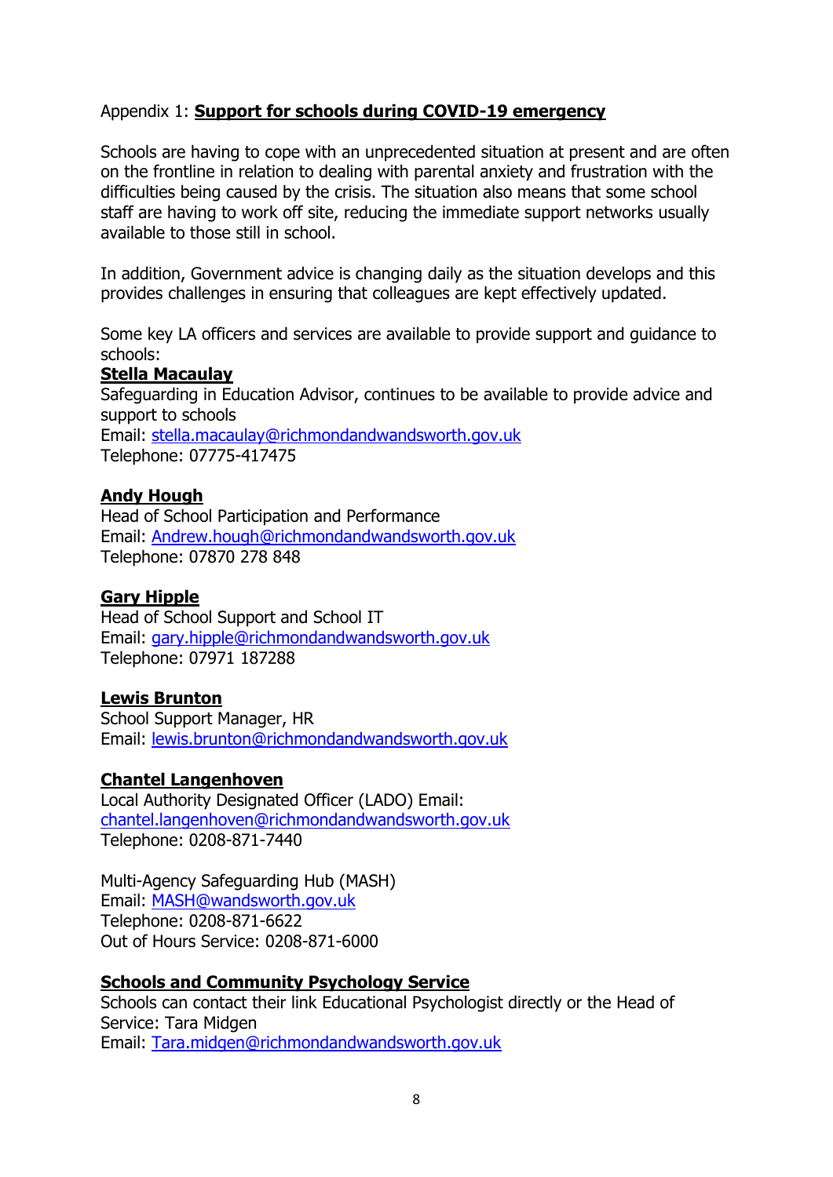Appendix 1: **Support for schools during COVID-19 emergency**

Schools are having to cope with an unprecedented situation at present and are often on the frontline in relation to dealing with parental anxiety and frustration with the difficulties being caused by the crisis. The situation also means that some school staff are having to work off site, reducing the immediate support networks usually available to those still in school.

In addition, Government advice is changing daily as the situation develops and this provides challenges in ensuring that colleagues are kept effectively updated.

Some key LA officers and services are available to provide support and guidance to schools:

**Stella Macaulay**
Safeguarding in Education Advisor, continues to be available to provide advice and support to schools
Email: stella.macaulay@richmondandwandsworth.gov.uk
Telephone: 07775-417475

**Andy Hough**
Head of School Participation and Performance
Email: Andrew.hough@richmondandwandsworth.gov.uk
Telephone: 07870 278 848

**Gary Hipple**
Head of School Support and School IT
Email: gary.hipple@richmondandwandsworth.gov.uk
Telephone: 07971 187288

**Lewis Brunton**
School Support Manager, HR
Email: lewis.brunton@richmondandwandsworth.gov.uk

**Chantel Langenhoven**
Local Authority Designated Officer (LADO) Email:
chantel.langenhoven@richmondandwandsworth.gov.uk
Telephone: 0208-871-7440

Multi-Agency Safeguarding Hub (MASH)
Email: MASH@wandsworth.gov.uk
Telephone: 0208-871-6622
Out of Hours Service: 0208-871-6000

**Schools and Community Psychology Service**
Schools can contact their link Educational Psychologist directly or the Head of Service: Tara Midgen
Email: Tara.midgen@richmondandwandsworth.gov.uk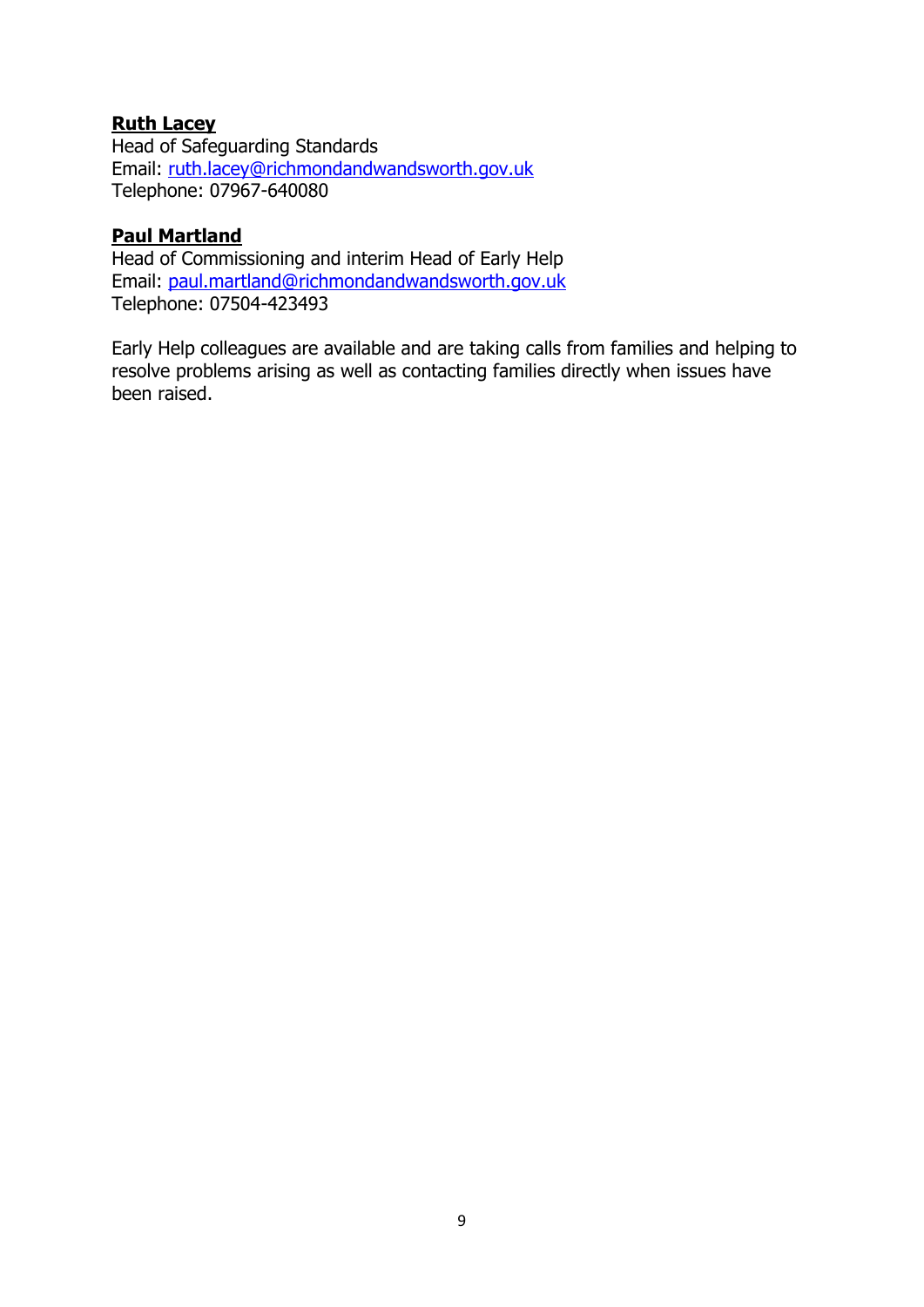**Ruth Lacey**
Head of Safeguarding Standards
Email: ruth.lacey@richmondandwandsworth.gov.uk
Telephone: 07967-640080

**Paul Martland**
Head of Commissioning and interim Head of Early Help
Email: paul.martland@richmondandwandsworth.gov.uk
Telephone: 07504-423493

Early Help colleagues are available and are taking calls from families and helping to resolve problems arising as well as contacting families directly when issues have been raised.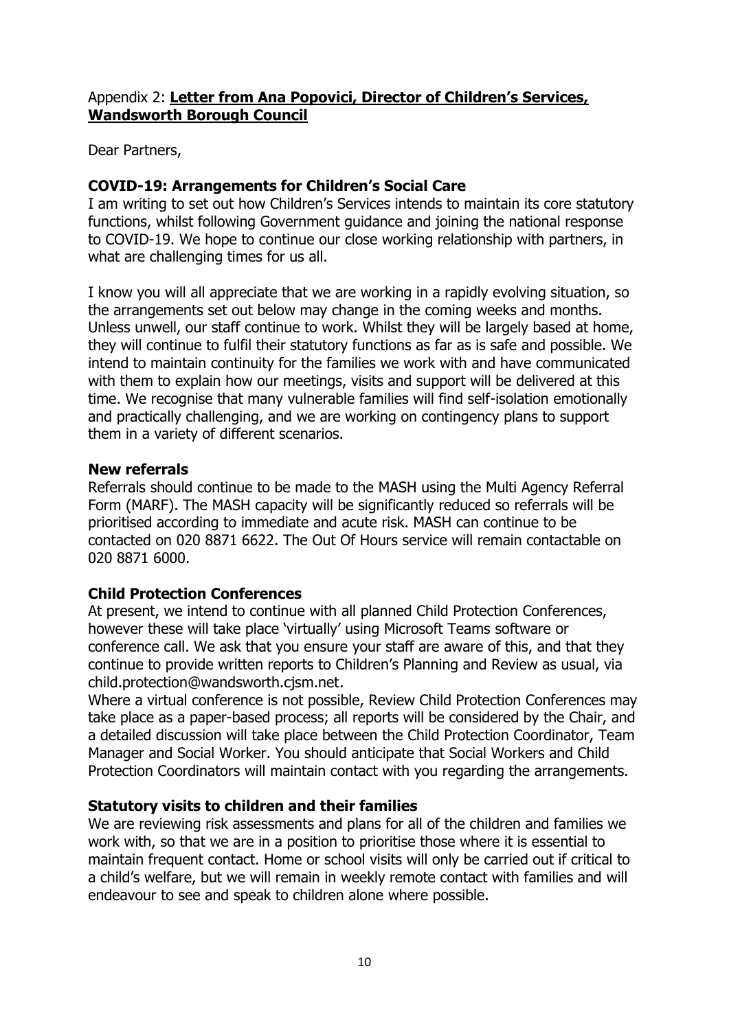Appendix 2: **Letter from Ana Popovici, Director of Children's Services, Wandsworth Borough Council**

Dear Partners,

**COVID-19: Arrangements for Children's Social Care**

I am writing to set out how Children's Services intends to maintain its core statutory functions, whilst following Government guidance and joining the national response to COVID-19. We hope to continue our close working relationship with partners, in what are challenging times for us all.

I know you will all appreciate that we are working in a rapidly evolving situation, so the arrangements set out below may change in the coming weeks and months. Unless unwell, our staff continue to work. Whilst they will be largely based at home, they will continue to fulfil their statutory functions as far as is safe and possible. We intend to maintain continuity for the families we work with and have communicated with them to explain how our meetings, visits and support will be delivered at this time. We recognise that many vulnerable families will find self-isolation emotionally and practically challenging, and we are working on contingency plans to support them in a variety of different scenarios.

**New referrals**

Referrals should continue to be made to the MASH using the Multi Agency Referral Form (MARF). The MASH capacity will be significantly reduced so referrals will be prioritised according to immediate and acute risk. MASH can continue to be contacted on 020 8871 6622. The Out Of Hours service will remain contactable on 020 8871 6000.

**Child Protection Conferences**

At present, we intend to continue with all planned Child Protection Conferences, however these will take place 'virtually' using Microsoft Teams software or conference call. We ask that you ensure your staff are aware of this, and that they continue to provide written reports to Children's Planning and Review as usual, via child.protection@wandsworth.cjsm.net.

Where a virtual conference is not possible, Review Child Protection Conferences may take place as a paper-based process; all reports will be considered by the Chair, and a detailed discussion will take place between the Child Protection Coordinator, Team Manager and Social Worker. You should anticipate that Social Workers and Child Protection Coordinators will maintain contact with you regarding the arrangements.

**Statutory visits to children and their families**

We are reviewing risk assessments and plans for all of the children and families we work with, so that we are in a position to prioritise those where it is essential to maintain frequent contact. Home or school visits will only be carried out if critical to a child's welfare, but we will remain in weekly remote contact with families and will endeavour to see and speak to children alone where possible.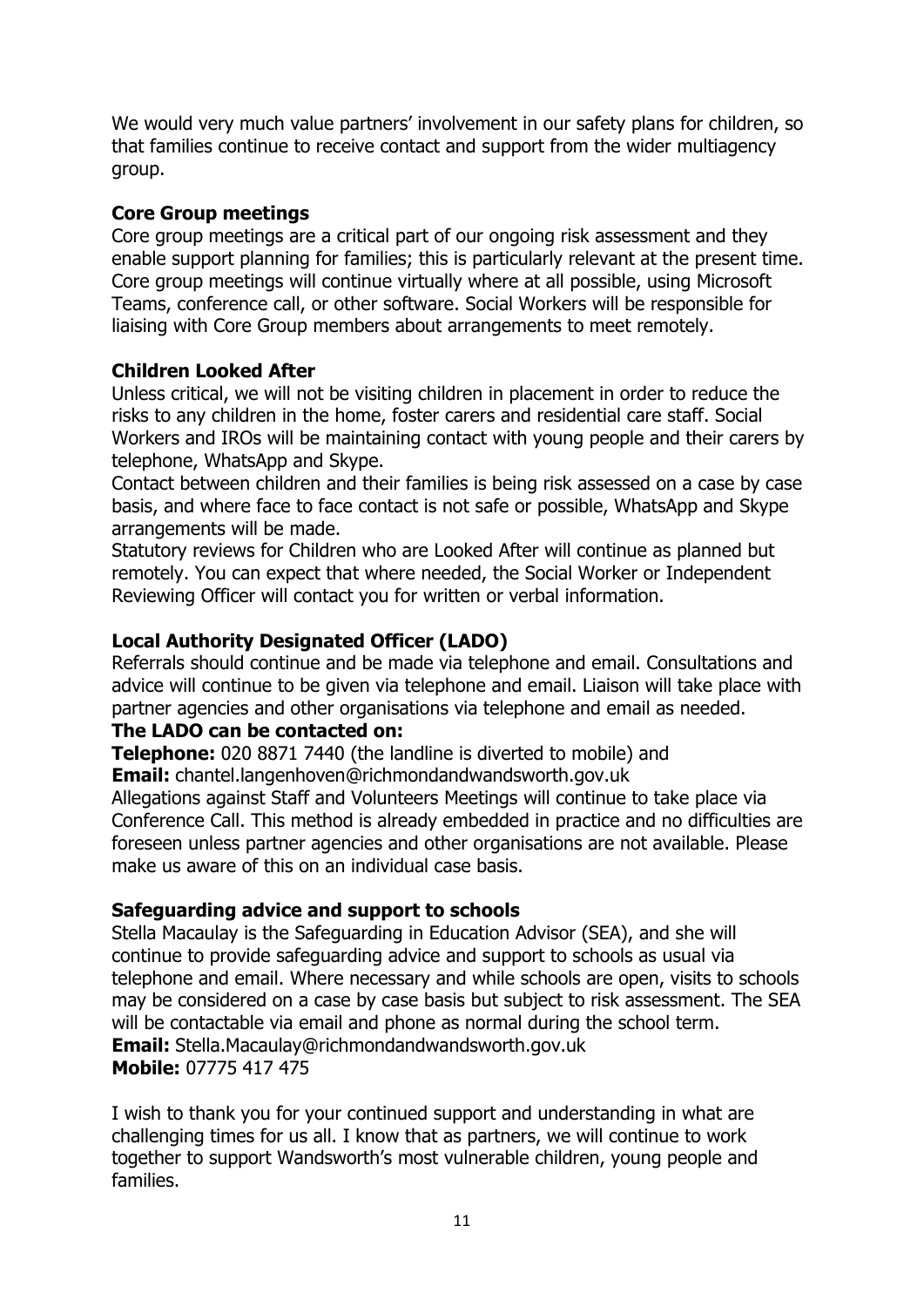We would very much value partners' involvement in our safety plans for children, so that families continue to receive contact and support from the wider multiagency group.

**Core Group meetings**

Core group meetings are a critical part of our ongoing risk assessment and they enable support planning for families; this is particularly relevant at the present time. Core group meetings will continue virtually where at all possible, using Microsoft Teams, conference call, or other software. Social Workers will be responsible for liaising with Core Group members about arrangements to meet remotely.

**Children Looked After**

Unless critical, we will not be visiting children in placement in order to reduce the risks to any children in the home, foster carers and residential care staff. Social Workers and IROs will be maintaining contact with young people and their carers by telephone, WhatsApp and Skype.

Contact between children and their families is being risk assessed on a case by case basis, and where face to face contact is not safe or possible, WhatsApp and Skype arrangements will be made.

Statutory reviews for Children who are Looked After will continue as planned but remotely. You can expect that where needed, the Social Worker or Independent Reviewing Officer will contact you for written or verbal information.

**Local Authority Designated Officer (LADO)**

Referrals should continue and be made via telephone and email. Consultations and advice will continue to be given via telephone and email. Liaison will take place with partner agencies and other organisations via telephone and email as needed.

**The LADO can be contacted on:**

**Telephone:** 020 8871 7440 (the landline is diverted to mobile) and

**Email:** chantel.langenhoven@richmondandwandsworth.gov.uk

Allegations against Staff and Volunteers Meetings will continue to take place via Conference Call. This method is already embedded in practice and no difficulties are foreseen unless partner agencies and other organisations are not available. Please make us aware of this on an individual case basis.

**Safeguarding advice and support to schools**

Stella Macaulay is the Safeguarding in Education Advisor (SEA), and she will continue to provide safeguarding advice and support to schools as usual via telephone and email. Where necessary and while schools are open, visits to schools may be considered on a case by case basis but subject to risk assessment. The SEA will be contactable via email and phone as normal during the school term.

**Email:** Stella.Macaulay@richmondandwandsworth.gov.uk

**Mobile:** 07775 417 475

I wish to thank you for your continued support and understanding in what are challenging times for us all. I know that as partners, we will continue to work together to support Wandsworth's most vulnerable children, young people and families.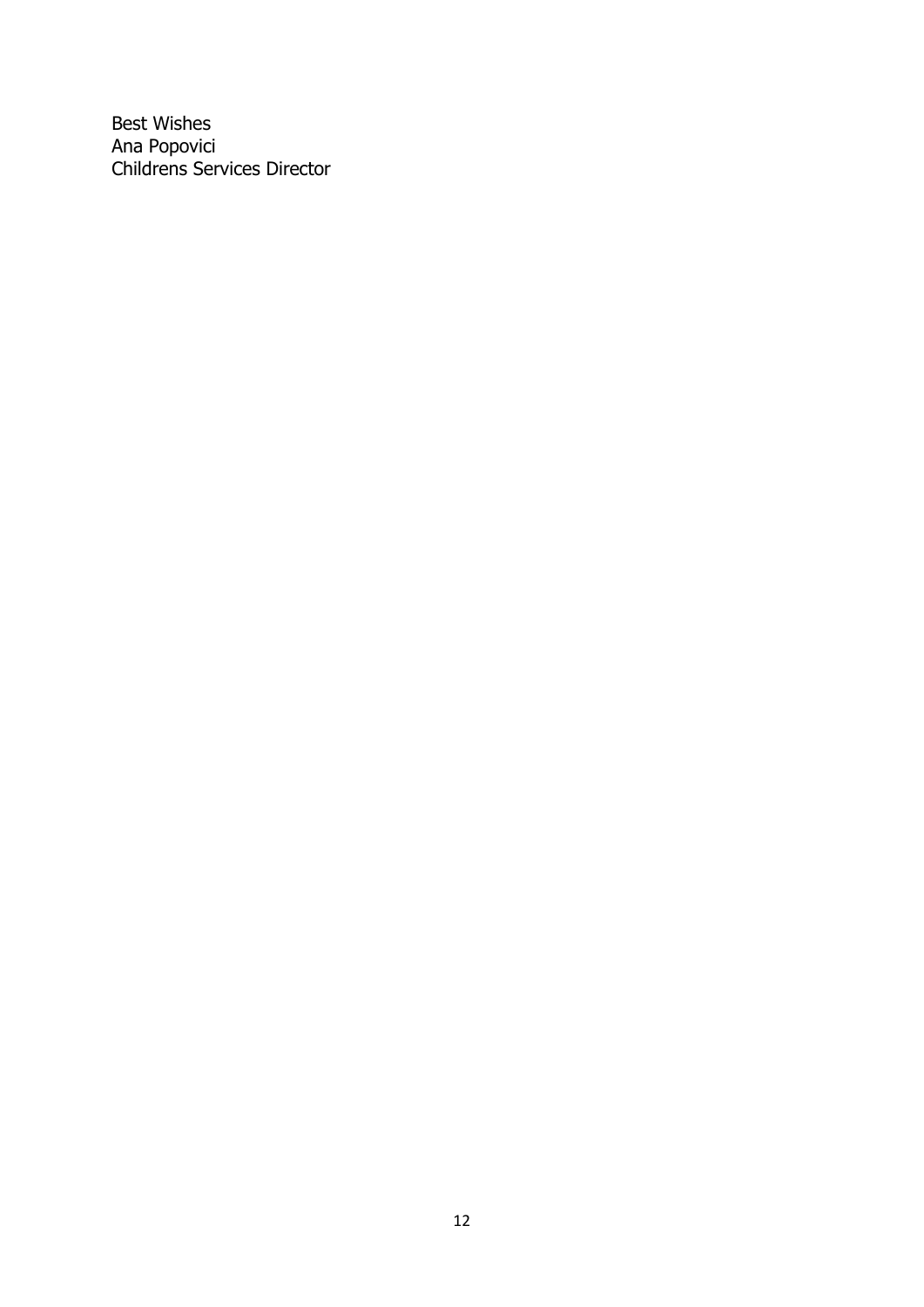Best Wishes
Ana Popovici
Childrens Services Director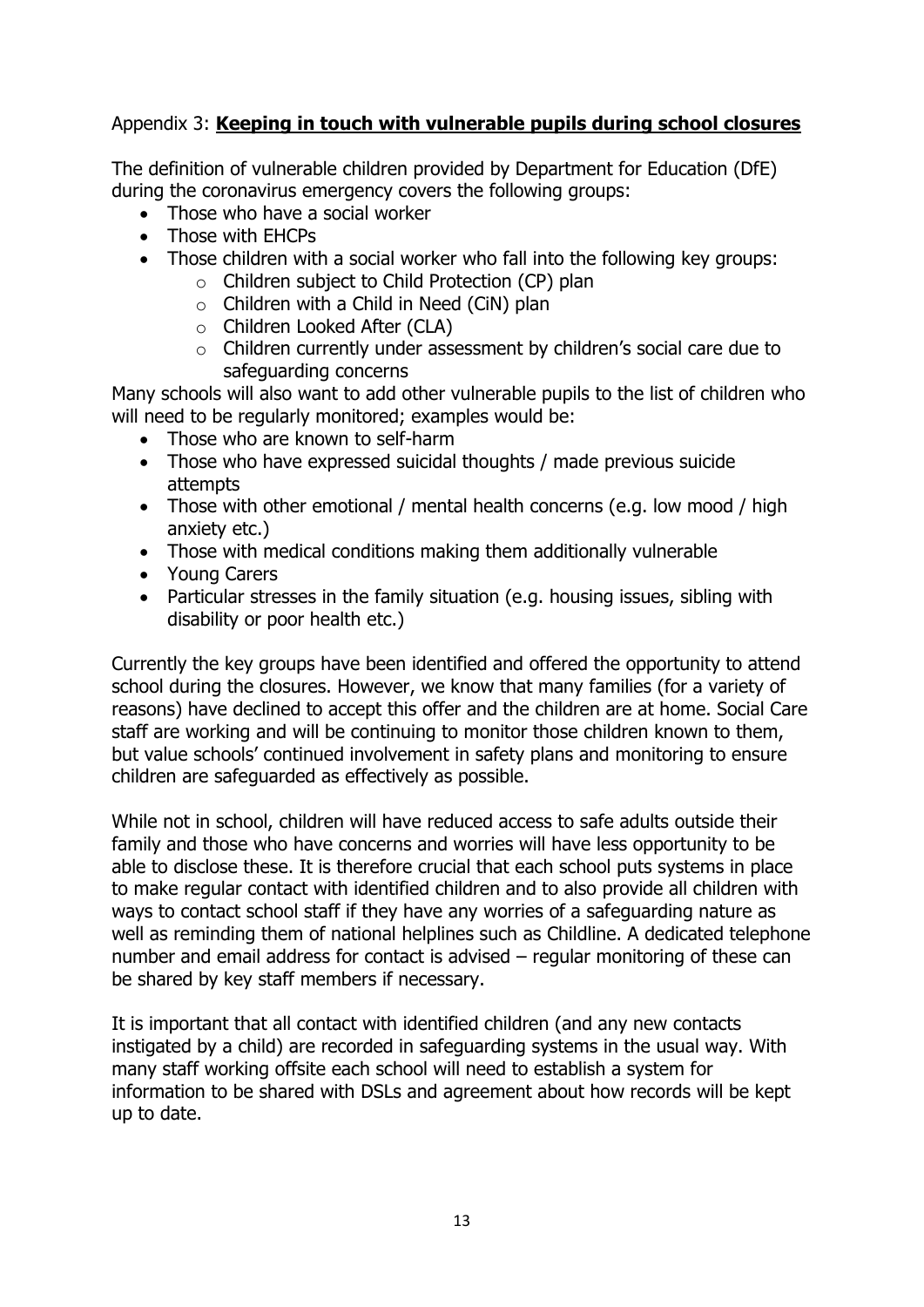## Appendix 3: **Keeping in touch with vulnerable pupils during school closures**

The definition of vulnerable children provided by Department for Education (DfE) during the coronavirus emergency covers the following groups:

- Those who have a social worker
- Those with EHCPs
- Those children with a social worker who fall into the following key groups:
  - Children subject to Child Protection (CP) plan
  - Children with a Child in Need (CiN) plan
  - Children Looked After (CLA)
  - Children currently under assessment by children's social care due to safeguarding concerns

Many schools will also want to add other vulnerable pupils to the list of children who will need to be regularly monitored; examples would be:

- Those who are known to self-harm
- Those who have expressed suicidal thoughts / made previous suicide attempts
- Those with other emotional / mental health concerns (e.g. low mood / high anxiety etc.)
- Those with medical conditions making them additionally vulnerable
- Young Carers
- Particular stresses in the family situation (e.g. housing issues, sibling with disability or poor health etc.)

Currently the key groups have been identified and offered the opportunity to attend school during the closures. However, we know that many families (for a variety of reasons) have declined to accept this offer and the children are at home. Social Care staff are working and will be continuing to monitor those children known to them, but value schools' continued involvement in safety plans and monitoring to ensure children are safeguarded as effectively as possible.

While not in school, children will have reduced access to safe adults outside their family and those who have concerns and worries will have less opportunity to be able to disclose these. It is therefore crucial that each school puts systems in place to make regular contact with identified children and to also provide all children with ways to contact school staff if they have any worries of a safeguarding nature as well as reminding them of national helplines such as Childline. A dedicated telephone number and email address for contact is advised – regular monitoring of these can be shared by key staff members if necessary.

It is important that all contact with identified children (and any new contacts instigated by a child) are recorded in safeguarding systems in the usual way. With many staff working offsite each school will need to establish a system for information to be shared with DSLs and agreement about how records will be kept up to date.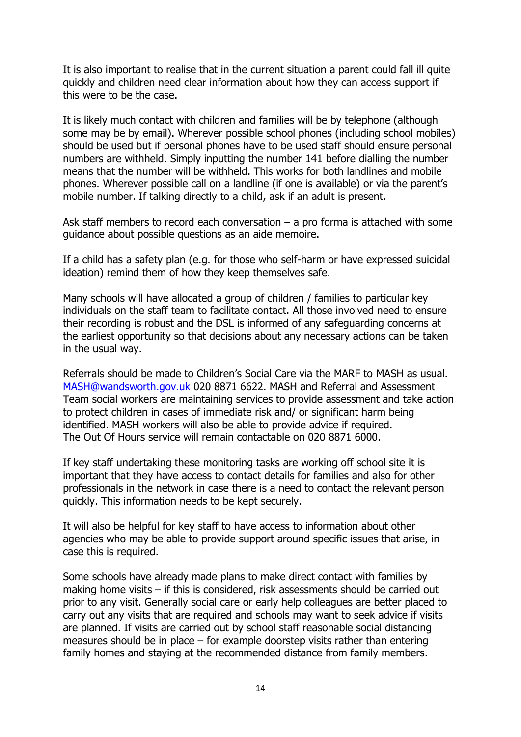It is also important to realise that in the current situation a parent could fall ill quite quickly and children need clear information about how they can access support if this were to be the case.

It is likely much contact with children and families will be by telephone (although some may be by email). Wherever possible school phones (including school mobiles) should be used but if personal phones have to be used staff should ensure personal numbers are withheld. Simply inputting the number 141 before dialling the number means that the number will be withheld. This works for both landlines and mobile phones. Wherever possible call on a landline (if one is available) or via the parent's mobile number. If talking directly to a child, ask if an adult is present.

Ask staff members to record each conversation – a pro forma is attached with some guidance about possible questions as an aide memoire.

If a child has a safety plan (e.g. for those who self-harm or have expressed suicidal ideation) remind them of how they keep themselves safe.

Many schools will have allocated a group of children / families to particular key individuals on the staff team to facilitate contact. All those involved need to ensure their recording is robust and the DSL is informed of any safeguarding concerns at the earliest opportunity so that decisions about any necessary actions can be taken in the usual way.

Referrals should be made to Children's Social Care via the MARF to MASH as usual. [MASH@wandsworth.gov.uk](mailto:MASH@wandsworth.gov.uk) 020 8871 6622. MASH and Referral and Assessment Team social workers are maintaining services to provide assessment and take action to protect children in cases of immediate risk and/ or significant harm being identified. MASH workers will also be able to provide advice if required.
The Out Of Hours service will remain contactable on 020 8871 6000.

If key staff undertaking these monitoring tasks are working off school site it is important that they have access to contact details for families and also for other professionals in the network in case there is a need to contact the relevant person quickly. This information needs to be kept securely.

It will also be helpful for key staff to have access to information about other agencies who may be able to provide support around specific issues that arise, in case this is required.

Some schools have already made plans to make direct contact with families by making home visits – if this is considered, risk assessments should be carried out prior to any visit. Generally social care or early help colleagues are better placed to carry out any visits that are required and schools may want to seek advice if visits are planned. If visits are carried out by school staff reasonable social distancing measures should be in place – for example doorstep visits rather than entering family homes and staying at the recommended distance from family members.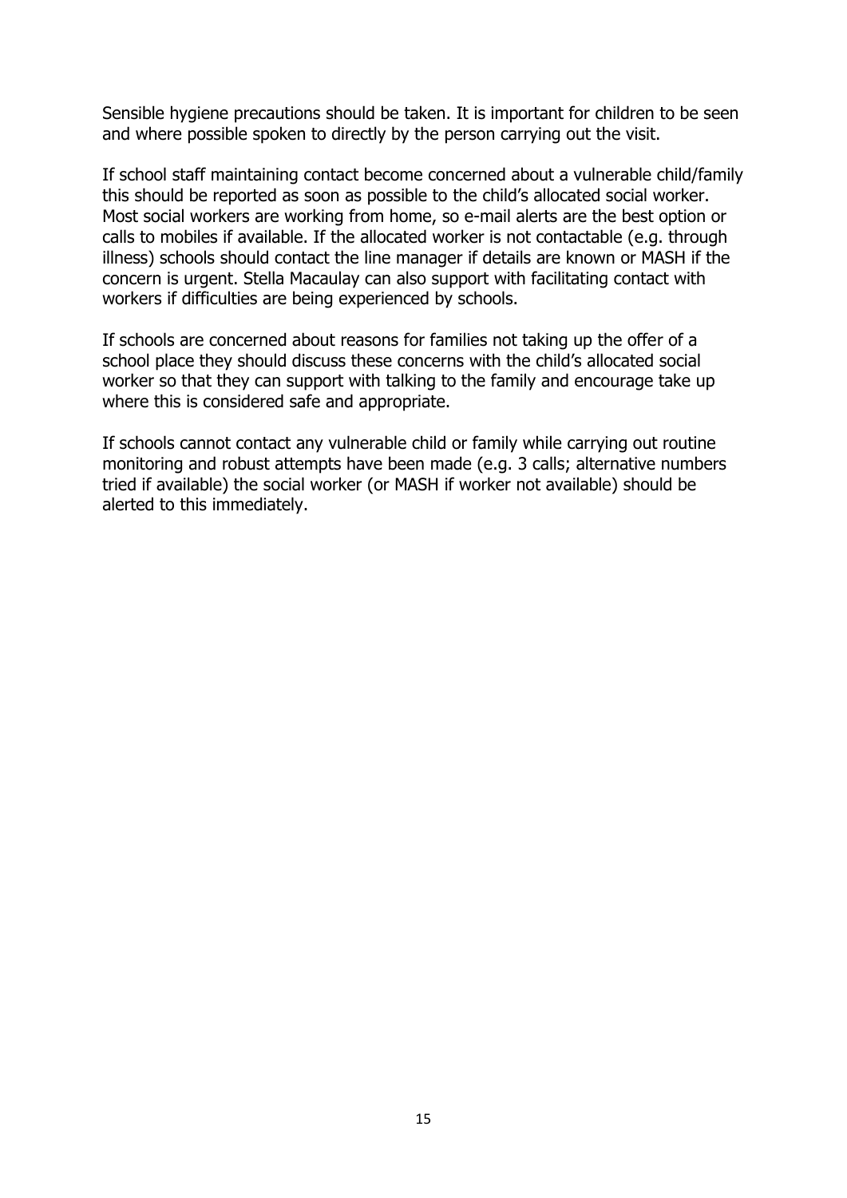Sensible hygiene precautions should be taken. It is important for children to be seen and where possible spoken to directly by the person carrying out the visit.

If school staff maintaining contact become concerned about a vulnerable child/family this should be reported as soon as possible to the child's allocated social worker. Most social workers are working from home, so e-mail alerts are the best option or calls to mobiles if available. If the allocated worker is not contactable (e.g. through illness) schools should contact the line manager if details are known or MASH if the concern is urgent. Stella Macaulay can also support with facilitating contact with workers if difficulties are being experienced by schools.

If schools are concerned about reasons for families not taking up the offer of a school place they should discuss these concerns with the child's allocated social worker so that they can support with talking to the family and encourage take up where this is considered safe and appropriate.

If schools cannot contact any vulnerable child or family while carrying out routine monitoring and robust attempts have been made (e.g. 3 calls; alternative numbers tried if available) the social worker (or MASH if worker not available) should be alerted to this immediately.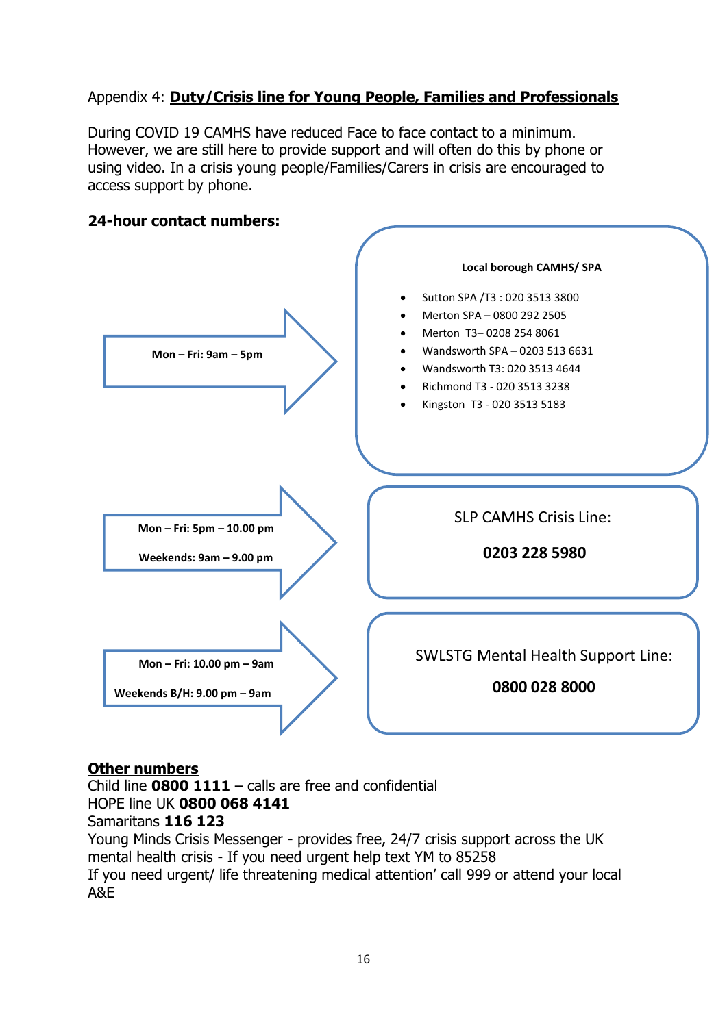Appendix 4: **Duty/Crisis line for Young People, Families and Professionals**

During COVID 19 CAMHS have reduced Face to face contact to a minimum. However, we are still here to provide support and will often do this by phone or using video. In a crisis young people/Families/Carers in crisis are encouraged to access support by phone.

**24-hour contact numbers:**

**Mon – Fri: 9am – 5pm**

**Local borough CAMHS/ SPA**

- Sutton SPA /T3 : 020 3513 3800
- Merton SPA – 0800 292 2505
- Merton T3– 0208 254 8061
- Wandsworth SPA – 0203 513 6631
- Wandsworth T3: 020 3513 4644
- Richmond T3 - 020 3513 3238
- Kingston T3 - 020 3513 5183

**Mon – Fri: 5pm – 10.00 pm**

**Weekends: 9am – 9.00 pm**

SLP CAMHS Crisis Line:

**0203 228 5980**

**Mon – Fri: 10.00 pm – 9am**

**Weekends B/H: 9.00 pm – 9am**

SWLSTG Mental Health Support Line:

**0800 028 8000**

**Other numbers**

Child line **0800 1111** – calls are free and confidential
HOPE line UK **0800 068 4141**
Samaritans **116 123**
Young Minds Crisis Messenger - provides free, 24/7 crisis support across the UK mental health crisis - If you need urgent help text YM to 85258
If you need urgent/ life threatening medical attention' call 999 or attend your local A&E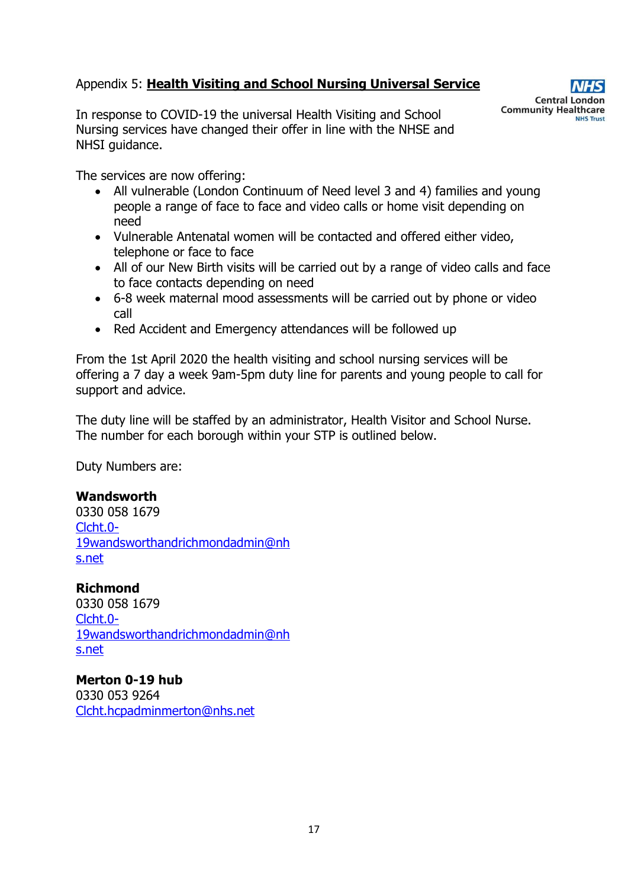Appendix 5: **Health Visiting and School Nursing Universal Service**

NHS Central London Community Healthcare NHS Trust

In response to COVID-19 the universal Health Visiting and School Nursing services have changed their offer in line with the NHSE and NHSI guidance.

The services are now offering:

- All vulnerable (London Continuum of Need level 3 and 4) families and young people a range of face to face and video calls or home visit depending on need
- Vulnerable Antenatal women will be contacted and offered either video, telephone or face to face
- All of our New Birth visits will be carried out by a range of video calls and face to face contacts depending on need
- 6-8 week maternal mood assessments will be carried out by phone or video call
- Red Accident and Emergency attendances will be followed up

From the 1st April 2020 the health visiting and school nursing services will be offering a 7 day a week 9am-5pm duty line for parents and young people to call for support and advice.

The duty line will be staffed by an administrator, Health Visitor and School Nurse. The number for each borough within your STP is outlined below.

Duty Numbers are:

**Wandsworth**
0330 058 1679
Clcht.0-19wandsworthandrichmondadmin@nhs.net

**Richmond**
0330 058 1679
Clcht.0-19wandsworthandrichmondadmin@nhs.net

**Merton 0-19 hub**
0330 053 9264
Clcht.hcpadminmerton@nhs.net